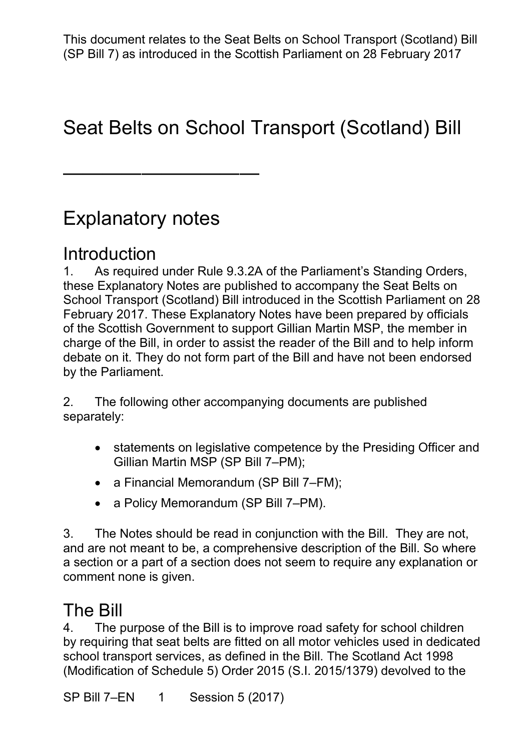This document relates to the Seat Belts on School Transport (Scotland) Bill (SP Bill 7) as introduced in the Scottish Parliament on 28 February 2017

# Seat Belts on School Transport (Scotland) Bill

———————————

# Explanatory notes

## Introduction

1. As required under Rule 9.3.2A of the Parliament's Standing Orders, these Explanatory Notes are published to accompany the Seat Belts on School Transport (Scotland) Bill introduced in the Scottish Parliament on 28 February 2017. These Explanatory Notes have been prepared by officials of the Scottish Government to support Gillian Martin MSP, the member in charge of the Bill, in order to assist the reader of the Bill and to help inform debate on it. They do not form part of the Bill and have not been endorsed by the Parliament.

2. The following other accompanying documents are published separately:

- statements on legislative competence by the Presiding Officer and Gillian Martin MSP (SP Bill 7–PM);
- a Financial Memorandum (SP Bill 7–FM);
- a Policy Memorandum (SP Bill 7–PM).

3. The Notes should be read in conjunction with the Bill. They are not, and are not meant to be, a comprehensive description of the Bill. So where a section or a part of a section does not seem to require any explanation or comment none is given.

## The Bill

4. The purpose of the Bill is to improve road safety for school children by requiring that seat belts are fitted on all motor vehicles used in dedicated school transport services, as defined in the Bill. The Scotland Act 1998 (Modification of Schedule 5) Order 2015 (S.I. 2015/1379) devolved to the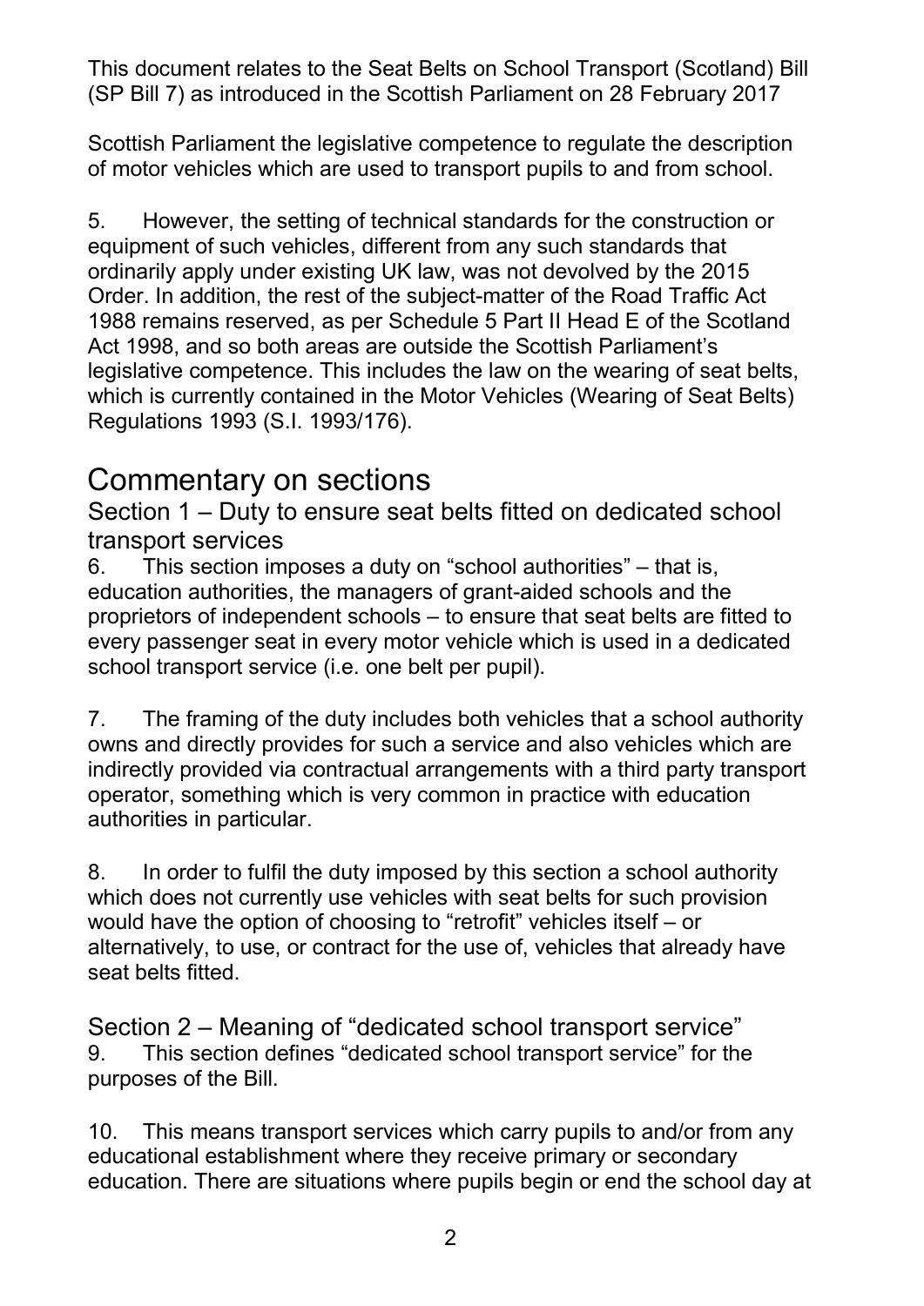Scottish Parliament the legislative competence to regulate the description of motor vehicles which are used to transport pupils to and from school.

5. However, the setting of technical standards for the construction or equipment of such vehicles, different from any such standards that ordinarily apply under existing UK law, was not devolved by the 2015 Order. In addition, the rest of the subject-matter of the Road Traffic Act 1988 remains reserved, as per Schedule 5 Part II Head E of the Scotland Act 1998, and so both areas are outside the Scottish Parliament's legislative competence. This includes the law on the wearing of seat belts, which is currently contained in the Motor Vehicles (Wearing of Seat Belts) Regulations 1993 (S.I. 1993/176).

# Commentary on sections

## Section 1 – Duty to ensure seat belts fitted on dedicated school transport services

6. This section imposes a duty on "school authorities" – that is, education authorities, the managers of grant-aided schools and the proprietors of independent schools – to ensure that seat belts are fitted to every passenger seat in every motor vehicle which is used in a dedicated school transport service (i.e. one belt per pupil).

7. The framing of the duty includes both vehicles that a school authority owns and directly provides for such a service and also vehicles which are indirectly provided via contractual arrangements with a third party transport operator, something which is very common in practice with education authorities in particular.

8. In order to fulfil the duty imposed by this section a school authority which does not currently use vehicles with seat belts for such provision would have the option of choosing to "retrofit" vehicles itself – or alternatively, to use, or contract for the use of, vehicles that already have seat belts fitted.

## Section 2 – Meaning of "dedicated school transport service"

9. This section defines "dedicated school transport service" for the purposes of the Bill.

10. This means transport services which carry pupils to and/or from any educational establishment where they receive primary or secondary education. There are situations where pupils begin or end the school day at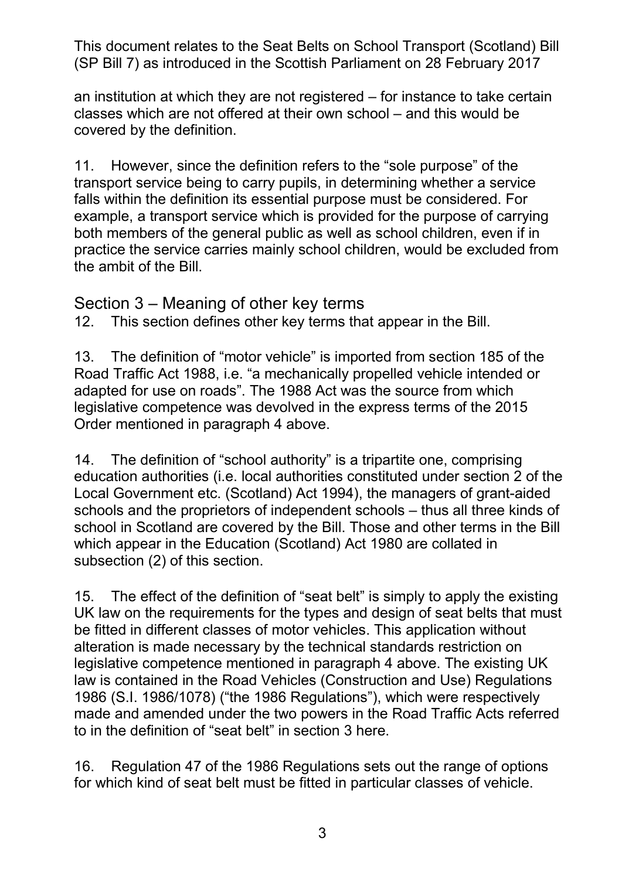an institution at which they are not registered – for instance to take certain classes which are not offered at their own school – and this would be covered by the definition.

11. However, since the definition refers to the "sole purpose" of the transport service being to carry pupils, in determining whether a service falls within the definition its essential purpose must be considered. For example, a transport service which is provided for the purpose of carrying both members of the general public as well as school children, even if in practice the service carries mainly school children, would be excluded from the ambit of the Bill.

## Section 3 – Meaning of other key terms

12. This section defines other key terms that appear in the Bill.

13. The definition of "motor vehicle" is imported from section 185 of the Road Traffic Act 1988, i.e. "a mechanically propelled vehicle intended or adapted for use on roads". The 1988 Act was the source from which legislative competence was devolved in the express terms of the 2015 Order mentioned in paragraph 4 above.

14. The definition of "school authority" is a tripartite one, comprising education authorities (i.e. local authorities constituted under section 2 of the Local Government etc. (Scotland) Act 1994), the managers of grant-aided schools and the proprietors of independent schools – thus all three kinds of school in Scotland are covered by the Bill. Those and other terms in the Bill which appear in the Education (Scotland) Act 1980 are collated in subsection (2) of this section.

15. The effect of the definition of "seat belt" is simply to apply the existing UK law on the requirements for the types and design of seat belts that must be fitted in different classes of motor vehicles. This application without alteration is made necessary by the technical standards restriction on legislative competence mentioned in paragraph 4 above. The existing UK law is contained in the Road Vehicles (Construction and Use) Regulations 1986 (S.I. 1986/1078) ("the 1986 Regulations"), which were respectively made and amended under the two powers in the Road Traffic Acts referred to in the definition of "seat belt" in section 3 here.

16. Regulation 47 of the 1986 Regulations sets out the range of options for which kind of seat belt must be fitted in particular classes of vehicle.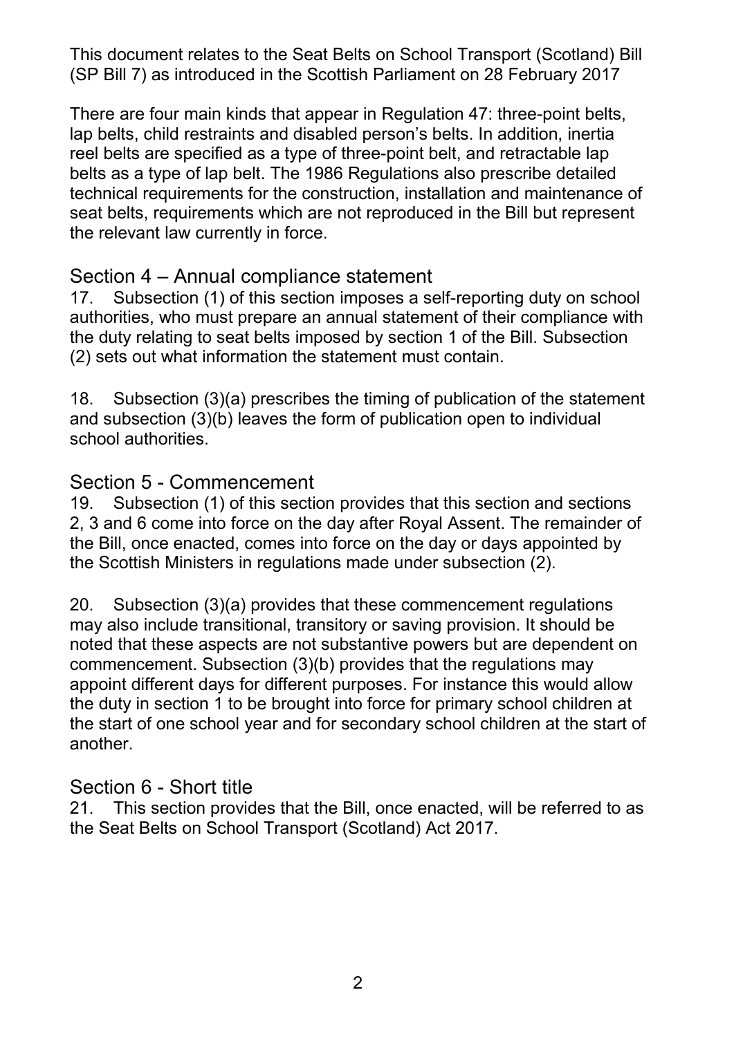This document relates to the Seat Belts on School Transport (Scotland) Bill (SP Bill 7) as introduced in the Scottish Parliament on 28 February 2017

There are four main kinds that appear in Regulation 47: three-point belts, lap belts, child restraints and disabled person's belts. In addition, inertia reel belts are specified as a type of three-point belt, and retractable lap belts as a type of lap belt. The 1986 Regulations also prescribe detailed technical requirements for the construction, installation and maintenance of seat belts, requirements which are not reproduced in the Bill but represent the relevant law currently in force.

## Section 4 – Annual compliance statement

17. Subsection (1) of this section imposes a self-reporting duty on school authorities, who must prepare an annual statement of their compliance with the duty relating to seat belts imposed by section 1 of the Bill. Subsection (2) sets out what information the statement must contain.

18. Subsection (3)(a) prescribes the timing of publication of the statement and subsection (3)(b) leaves the form of publication open to individual school authorities.

## Section 5 - Commencement

19. Subsection (1) of this section provides that this section and sections 2, 3 and 6 come into force on the day after Royal Assent. The remainder of the Bill, once enacted, comes into force on the day or days appointed by the Scottish Ministers in regulations made under subsection (2).

20. Subsection (3)(a) provides that these commencement regulations may also include transitional, transitory or saving provision. It should be noted that these aspects are not substantive powers but are dependent on commencement. Subsection (3)(b) provides that the regulations may appoint different days for different purposes. For instance this would allow the duty in section 1 to be brought into force for primary school children at the start of one school year and for secondary school children at the start of another.

## Section 6 - Short title

21. This section provides that the Bill, once enacted, will be referred to as the Seat Belts on School Transport (Scotland) Act 2017.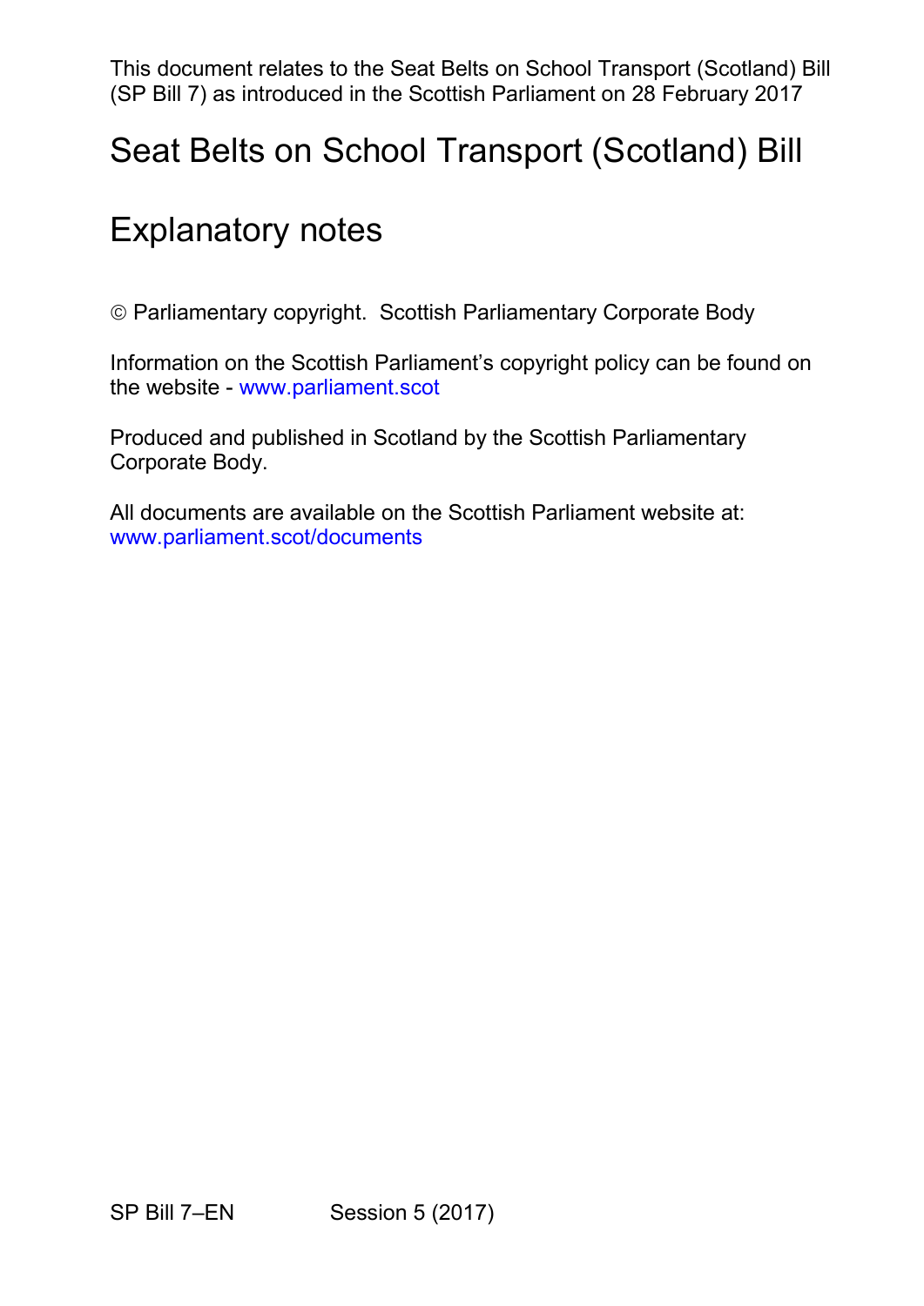This document relates to the Seat Belts on School Transport (Scotland) Bill (SP Bill 7) as introduced in the Scottish Parliament on 28 February 2017

# Seat Belts on School Transport (Scotland) Bill

# Explanatory notes

© Parliamentary copyright. Scottish Parliamentary Corporate Body

Information on the Scottish Parliament's copyright policy can be found on the website - www.parliament.scot

Produced and published in Scotland by the Scottish Parliamentary Corporate Body.

All documents are available on the Scottish Parliament website at: www.parliament.scot/documents

SP Bill 7–EN Session 5 (2017)